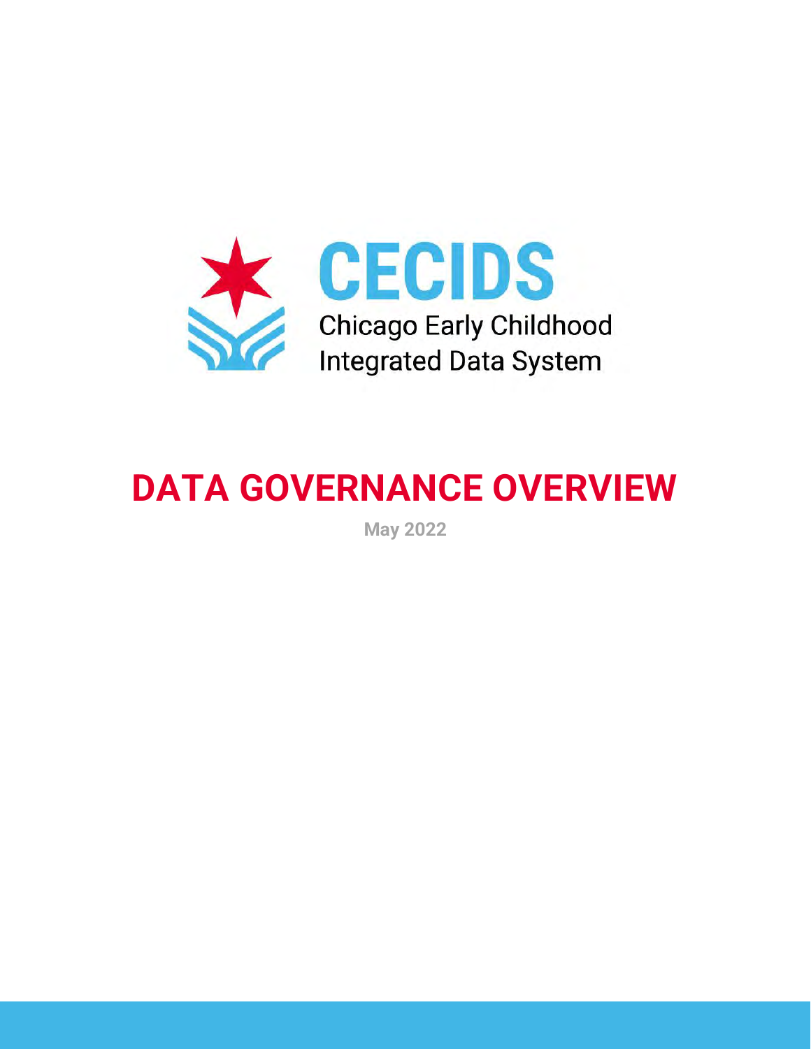# CECIDS

Chicago Early Childhood Integrated Data System

# DATA GOVERNANCE OVERVIEW

May 2022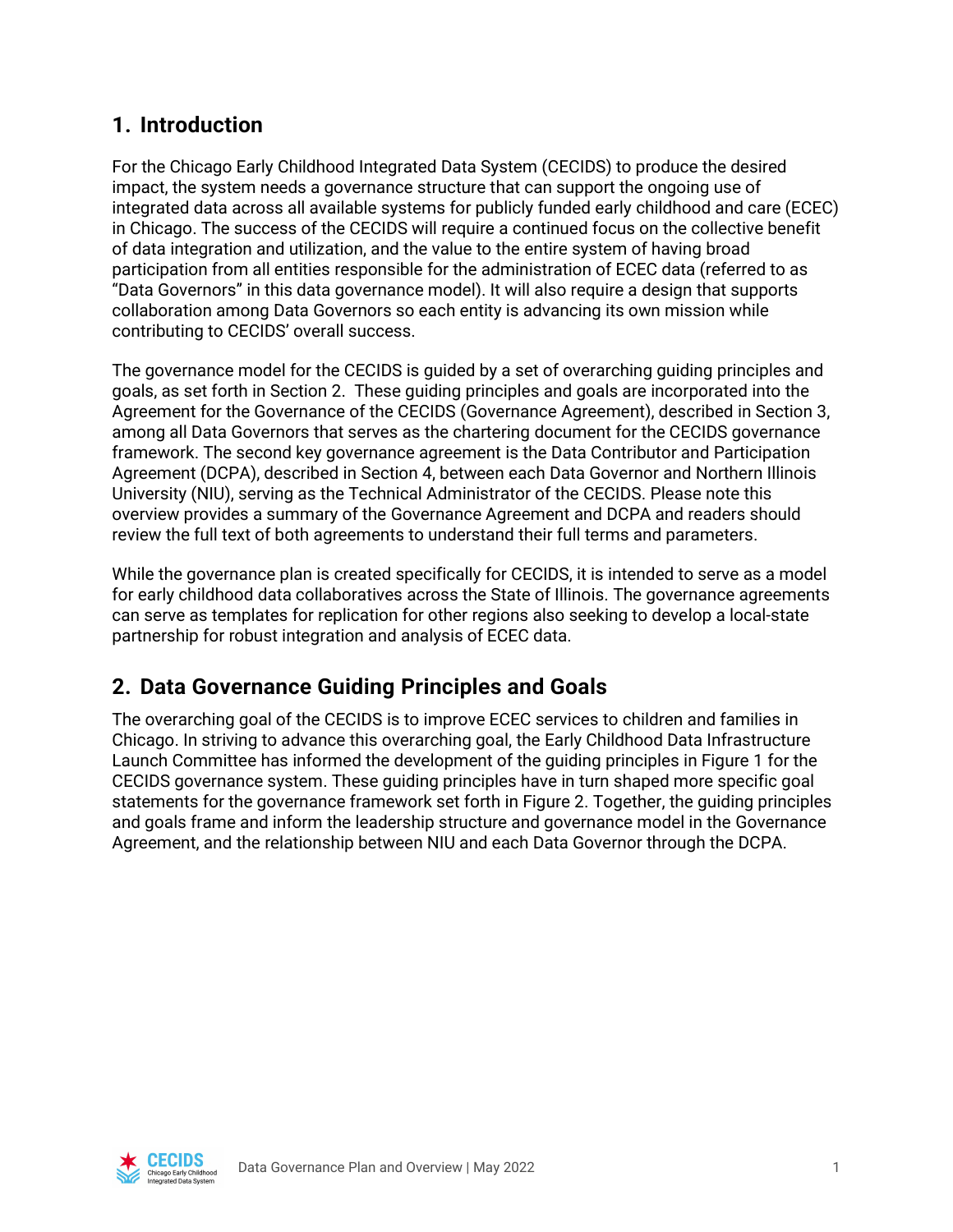## 1. Introduction

For the Chicago Early Childhood Integrated Data System (CECIDS) to produce the desired impact, the system needs a governance structure that can support the ongoing use of integrated data across all available systems for publicly funded early childhood and care (ECEC) in Chicago. The success of the CECIDS will require a continued focus on the collective benefit of data integration and utilization, and the value to the entire system of having broad participation from all entities responsible for the administration of ECEC data (referred to as "Data Governors" in this data governance model). It will also require a design that supports collaboration among Data Governors so each entity is advancing its own mission while contributing to CECIDS' overall success.

The governance model for the CECIDS is guided by a set of overarching guiding principles and goals, as set forth in Section 2. These guiding principles and goals are incorporated into the Agreement for the Governance of the CECIDS (Governance Agreement), described in Section 3, among all Data Governors that serves as the chartering document for the CECIDS governance framework. The second key governance agreement is the Data Contributor and Participation Agreement (DCPA), described in Section 4, between each Data Governor and Northern Illinois University (NIU), serving as the Technical Administrator of the CECIDS. Please note this overview provides a summary of the Governance Agreement and DCPA and readers should review the full text of both agreements to understand their full terms and parameters.

While the governance plan is created specifically for CECIDS, it is intended to serve as a model for early childhood data collaboratives across the State of Illinois. The governance agreements can serve as templates for replication for other regions also seeking to develop a local-state partnership for robust integration and analysis of ECEC data.

## 2. Data Governance Guiding Principles and Goals

The overarching goal of the CECIDS is to improve ECEC services to children and families in Chicago. In striving to advance this overarching goal, the Early Childhood Data Infrastructure Launch Committee has informed the development of the guiding principles in Figure 1 for the CECIDS governance system. These guiding principles have in turn shaped more specific goal statements for the governance framework set forth in Figure 2. Together, the guiding principles and goals frame and inform the leadership structure and governance model in the Governance Agreement, and the relationship between NIU and each Data Governor through the DCPA.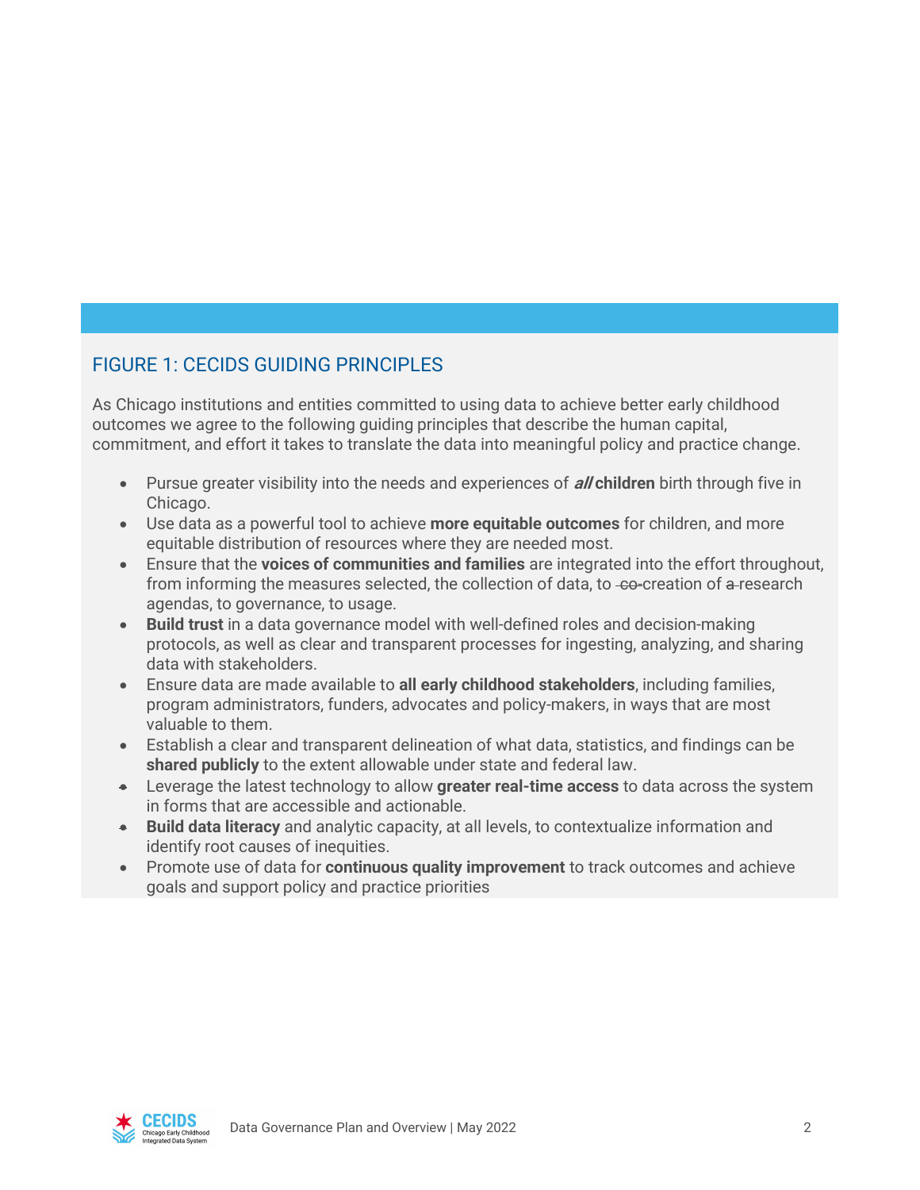## FIGURE 1: CECIDS GUIDING PRINCIPLES

As Chicago institutions and entities committed to using data to achieve better early childhood outcomes we agree to the following guiding principles that describe the human capital, commitment, and effort it takes to translate the data into meaningful policy and practice change.

- Pursue greater visibility into the needs and experiences of ***all* children** birth through five in Chicago.
- Use data as a powerful tool to achieve **more equitable outcomes** for children, and more equitable distribution of resources where they are needed most.
- Ensure that the **voices of communities and families** are integrated into the effort throughout, from informing the measures selected, the collection of data, to ~~co-~~creation of ~~a~~ research agendas, to governance, to usage.
- **Build trust** in a data governance model with well-defined roles and decision-making protocols, as well as clear and transparent processes for ingesting, analyzing, and sharing data with stakeholders.
- Ensure data are made available to **all early childhood stakeholders**, including families, program administrators, funders, advocates and policy-makers, in ways that are most valuable to them.
- Establish a clear and transparent delineation of what data, statistics, and findings can be **shared publicly** to the extent allowable under state and federal law.
- Leverage the latest technology to allow **greater real-time access** to data across the system in forms that are accessible and actionable.
- **Build data literacy** and analytic capacity, at all levels, to contextualize information and identify root causes of inequities.
- Promote use of data for **continuous quality improvement** to track outcomes and achieve goals and support policy and practice priorities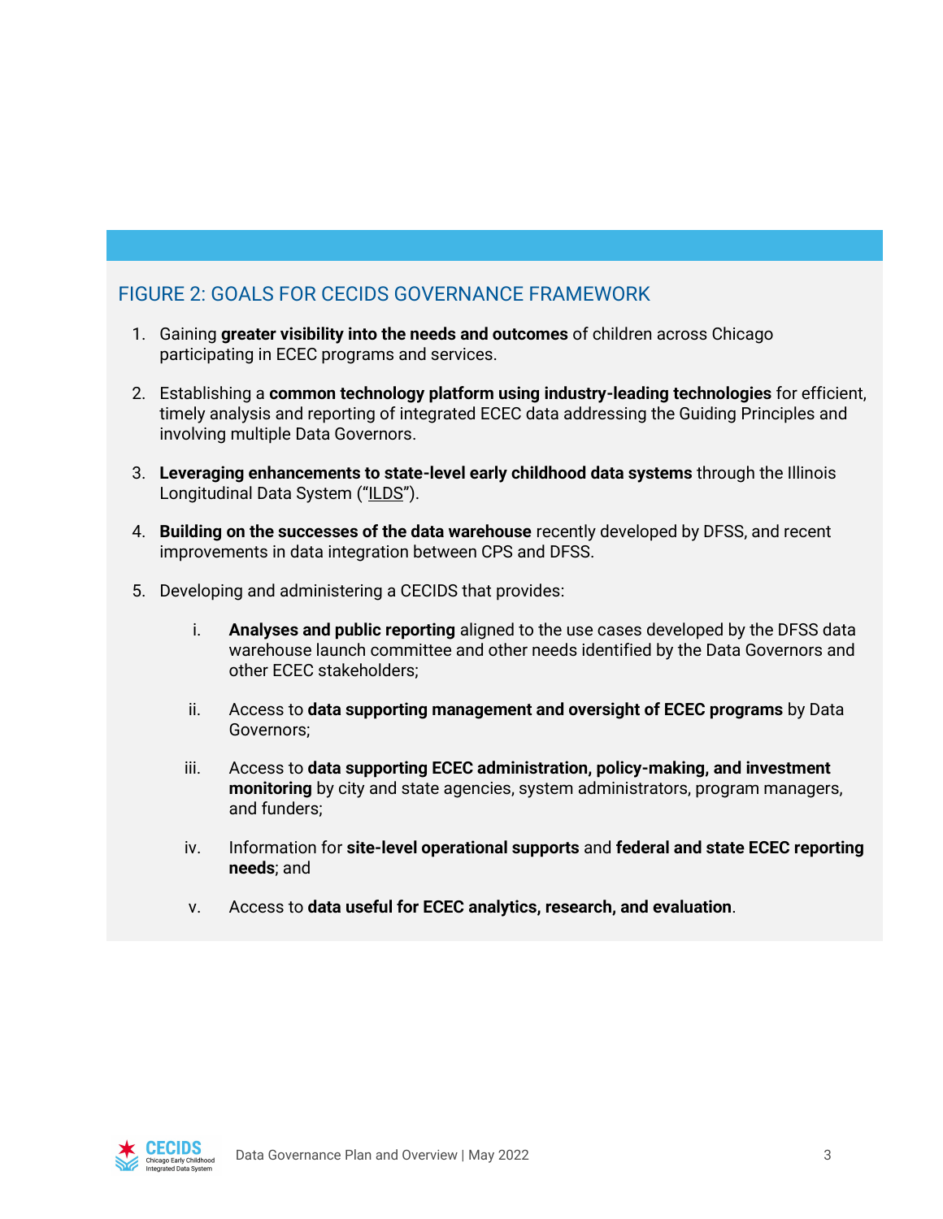## FIGURE 2: GOALS FOR CECIDS GOVERNANCE FRAMEWORK

1. Gaining **greater visibility into the needs and outcomes** of children across Chicago participating in ECEC programs and services.

2. Establishing a **common technology platform using industry-leading technologies** for efficient, timely analysis and reporting of integrated ECEC data addressing the Guiding Principles and involving multiple Data Governors.

3. **Leveraging enhancements to state-level early childhood data systems** through the Illinois Longitudinal Data System ("ILDS").

4. **Building on the successes of the data warehouse** recently developed by DFSS, and recent improvements in data integration between CPS and DFSS.

5. Developing and administering a CECIDS that provides:

    i. **Analyses and public reporting** aligned to the use cases developed by the DFSS data warehouse launch committee and other needs identified by the Data Governors and other ECEC stakeholders;

    ii. Access to **data supporting management and oversight of ECEC programs** by Data Governors;

    iii. Access to **data supporting ECEC administration, policy-making, and investment monitoring** by city and state agencies, system administrators, program managers, and funders;

    iv. Information for **site-level operational supports** and **federal and state ECEC reporting needs**; and

    v. Access to **data useful for ECEC analytics, research, and evaluation**.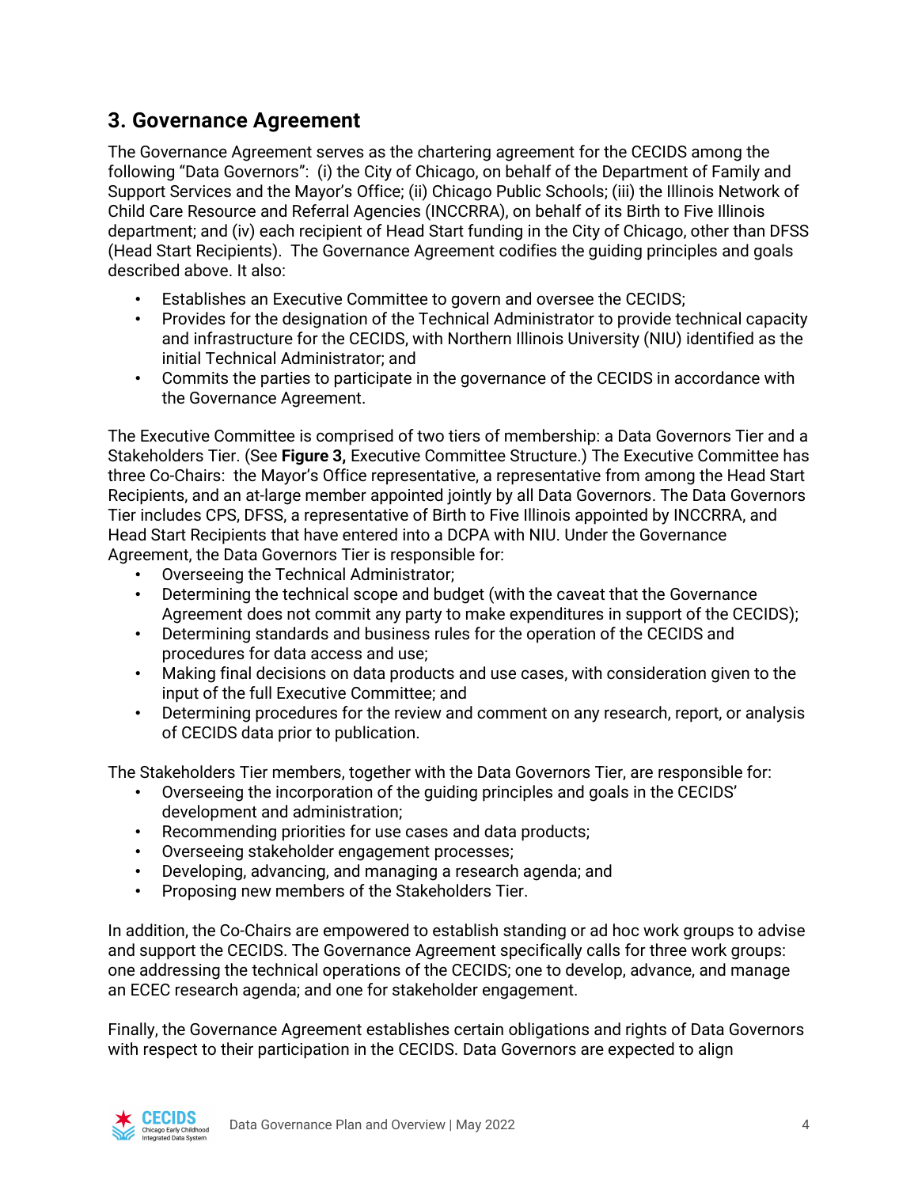## 3. Governance Agreement

The Governance Agreement serves as the chartering agreement for the CECIDS among the following "Data Governors": (i) the City of Chicago, on behalf of the Department of Family and Support Services and the Mayor's Office; (ii) Chicago Public Schools; (iii) the Illinois Network of Child Care Resource and Referral Agencies (INCCRRA), on behalf of its Birth to Five Illinois department; and (iv) each recipient of Head Start funding in the City of Chicago, other than DFSS (Head Start Recipients). The Governance Agreement codifies the guiding principles and goals described above. It also:

- Establishes an Executive Committee to govern and oversee the CECIDS;
- Provides for the designation of the Technical Administrator to provide technical capacity and infrastructure for the CECIDS, with Northern Illinois University (NIU) identified as the initial Technical Administrator; and
- Commits the parties to participate in the governance of the CECIDS in accordance with the Governance Agreement.

The Executive Committee is comprised of two tiers of membership: a Data Governors Tier and a Stakeholders Tier. (See **Figure 3,** Executive Committee Structure.) The Executive Committee has three Co-Chairs: the Mayor's Office representative, a representative from among the Head Start Recipients, and an at-large member appointed jointly by all Data Governors. The Data Governors Tier includes CPS, DFSS, a representative of Birth to Five Illinois appointed by INCCRRA, and Head Start Recipients that have entered into a DCPA with NIU. Under the Governance Agreement, the Data Governors Tier is responsible for:

- Overseeing the Technical Administrator;
- Determining the technical scope and budget (with the caveat that the Governance Agreement does not commit any party to make expenditures in support of the CECIDS);
- Determining standards and business rules for the operation of the CECIDS and procedures for data access and use;
- Making final decisions on data products and use cases, with consideration given to the input of the full Executive Committee; and
- Determining procedures for the review and comment on any research, report, or analysis of CECIDS data prior to publication.

The Stakeholders Tier members, together with the Data Governors Tier, are responsible for:

- Overseeing the incorporation of the guiding principles and goals in the CECIDS' development and administration;
- Recommending priorities for use cases and data products;
- Overseeing stakeholder engagement processes;
- Developing, advancing, and managing a research agenda; and
- Proposing new members of the Stakeholders Tier.

In addition, the Co-Chairs are empowered to establish standing or ad hoc work groups to advise and support the CECIDS. The Governance Agreement specifically calls for three work groups: one addressing the technical operations of the CECIDS; one to develop, advance, and manage an ECEC research agenda; and one for stakeholder engagement.

Finally, the Governance Agreement establishes certain obligations and rights of Data Governors with respect to their participation in the CECIDS. Data Governors are expected to align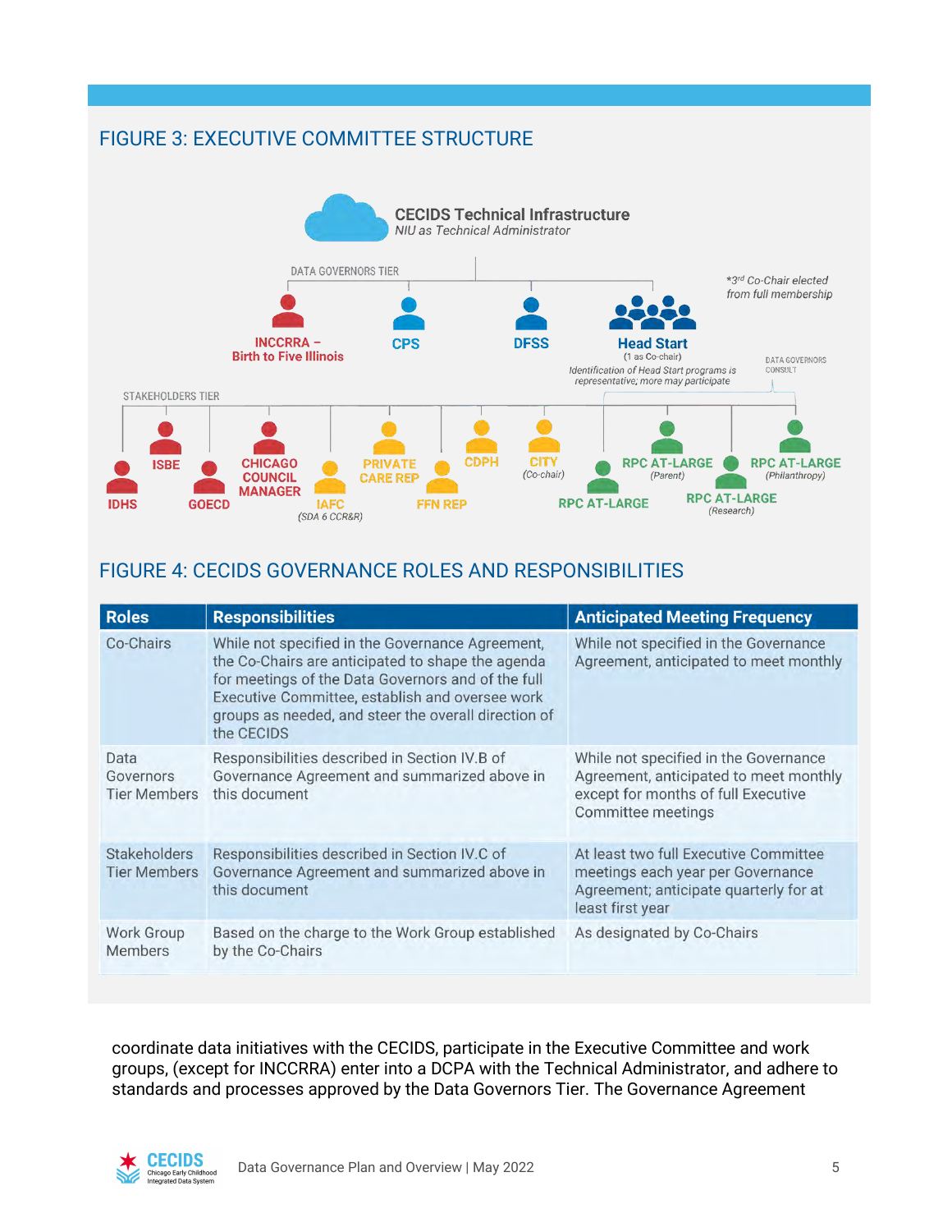## FIGURE 3: EXECUTIVE COMMITTEE STRUCTURE

**CECIDS Technical Infrastructure**
*NIU as Technical Administrator*

DATA GOVERNORS TIER

- INCCRRA – Birth to Five Illinois
- CPS
- DFSS
- Head Start (1 as Co-chair) — *Identification of Head Start programs is representative; more may participate*

*3rd Co-Chair elected from full membership

DATA GOVERNORS CONSULT

STAKEHOLDERS TIER

- IDHS
- ISBE
- GOECD
- CHICAGO COUNCIL MANAGER
- IAFC (SDA 6 CCR&R)
- PRIVATE CARE REP
- FFN REP
- CDPH
- CITY (Co-chair)
- RPC AT-LARGE
- RPC AT-LARGE (Parent)
- RPC AT-LARGE (Research)
- RPC AT-LARGE (Philanthropy)

## FIGURE 4: CECIDS GOVERNANCE ROLES AND RESPONSIBILITIES

| Roles | Responsibilities | Anticipated Meeting Frequency |
|---|---|---|
| Co-Chairs | While not specified in the Governance Agreement, the Co-Chairs are anticipated to shape the agenda for meetings of the Data Governors and of the full Executive Committee, establish and oversee work groups as needed, and steer the overall direction of the CECIDS | While not specified in the Governance Agreement, anticipated to meet monthly |
| Data Governors Tier Members | Responsibilities described in Section IV.B of Governance Agreement and summarized above in this document | While not specified in the Governance Agreement, anticipated to meet monthly except for months of full Executive Committee meetings |
| Stakeholders Tier Members | Responsibilities described in Section IV.C of Governance Agreement and summarized above in this document | At least two full Executive Committee meetings each year per Governance Agreement; anticipate quarterly for at least first year |
| Work Group Members | Based on the charge to the Work Group established by the Co-Chairs | As designated by Co-Chairs |

coordinate data initiatives with the CECIDS, participate in the Executive Committee and work groups, (except for INCCRRA) enter into a DCPA with the Technical Administrator, and adhere to standards and processes approved by the Data Governors Tier. The Governance Agreement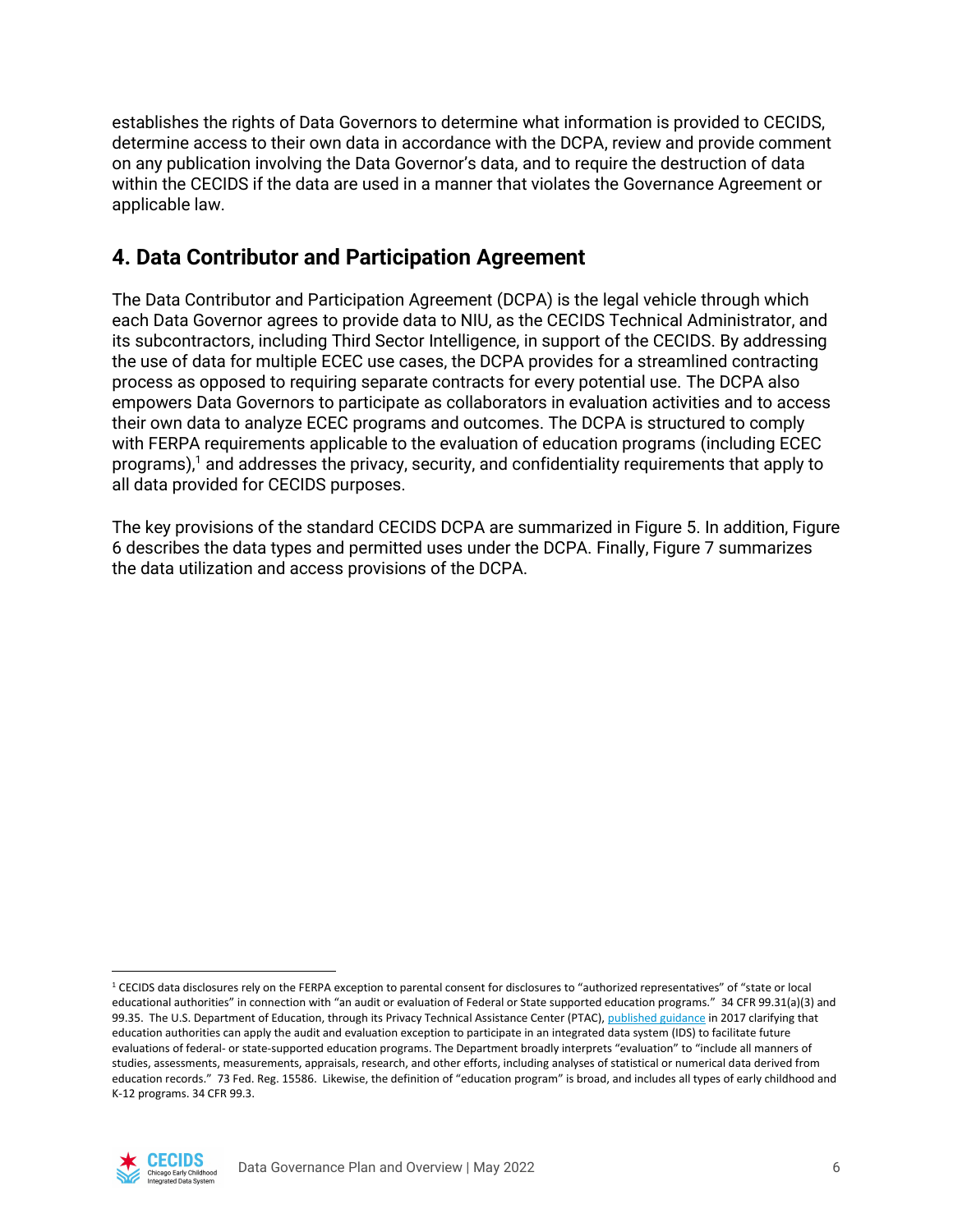establishes the rights of Data Governors to determine what information is provided to CECIDS, determine access to their own data in accordance with the DCPA, review and provide comment on any publication involving the Data Governor's data, and to require the destruction of data within the CECIDS if the data are used in a manner that violates the Governance Agreement or applicable law.

## 4. Data Contributor and Participation Agreement

The Data Contributor and Participation Agreement (DCPA) is the legal vehicle through which each Data Governor agrees to provide data to NIU, as the CECIDS Technical Administrator, and its subcontractors, including Third Sector Intelligence, in support of the CECIDS. By addressing the use of data for multiple ECEC use cases, the DCPA provides for a streamlined contracting process as opposed to requiring separate contracts for every potential use. The DCPA also empowers Data Governors to participate as collaborators in evaluation activities and to access their own data to analyze ECEC programs and outcomes. The DCPA is structured to comply with FERPA requirements applicable to the evaluation of education programs (including ECEC programs),[1] and addresses the privacy, security, and confidentiality requirements that apply to all data provided for CECIDS purposes.

The key provisions of the standard CECIDS DCPA are summarized in Figure 5. In addition, Figure 6 describes the data types and permitted uses under the DCPA. Finally, Figure 7 summarizes the data utilization and access provisions of the DCPA.

---

[1] CECIDS data disclosures rely on the FERPA exception to parental consent for disclosures to "authorized representatives" of "state or local educational authorities" in connection with "an audit or evaluation of Federal or State supported education programs." 34 CFR 99.31(a)(3) and 99.35. The U.S. Department of Education, through its Privacy Technical Assistance Center (PTAC), published guidance in 2017 clarifying that education authorities can apply the audit and evaluation exception to participate in an integrated data system (IDS) to facilitate future evaluations of federal- or state-supported education programs. The Department broadly interprets "evaluation" to "include all manners of studies, assessments, measurements, appraisals, research, and other efforts, including analyses of statistical or numerical data derived from education records." 73 Fed. Reg. 15586. Likewise, the definition of "education program" is broad, and includes all types of early childhood and K-12 programs. 34 CFR 99.3.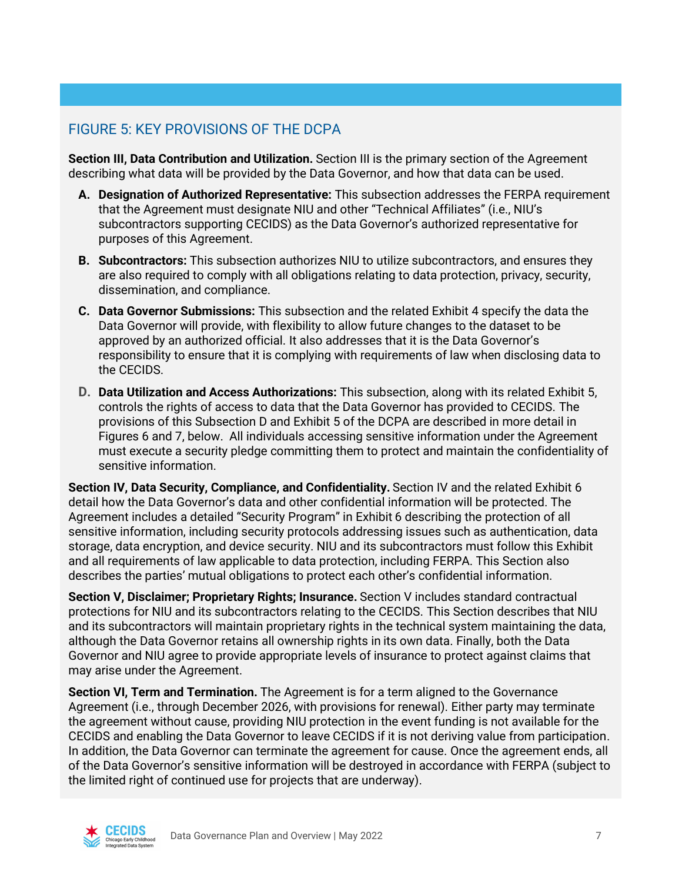## FIGURE 5: KEY PROVISIONS OF THE DCPA

**Section III, Data Contribution and Utilization.** Section III is the primary section of the Agreement describing what data will be provided by the Data Governor, and how that data can be used.

A. **Designation of Authorized Representative:** This subsection addresses the FERPA requirement that the Agreement must designate NIU and other "Technical Affiliates" (i.e., NIU's subcontractors supporting CECIDS) as the Data Governor's authorized representative for purposes of this Agreement.

B. **Subcontractors:** This subsection authorizes NIU to utilize subcontractors, and ensures they are also required to comply with all obligations relating to data protection, privacy, security, dissemination, and compliance.

C. **Data Governor Submissions:** This subsection and the related Exhibit 4 specify the data the Data Governor will provide, with flexibility to allow future changes to the dataset to be approved by an authorized official. It also addresses that it is the Data Governor's responsibility to ensure that it is complying with requirements of law when disclosing data to the CECIDS.

D. **Data Utilization and Access Authorizations:** This subsection, along with its related Exhibit 5, controls the rights of access to data that the Data Governor has provided to CECIDS. The provisions of this Subsection D and Exhibit 5 of the DCPA are described in more detail in Figures 6 and 7, below. All individuals accessing sensitive information under the Agreement must execute a security pledge committing them to protect and maintain the confidentiality of sensitive information.

**Section IV, Data Security, Compliance, and Confidentiality.** Section IV and the related Exhibit 6 detail how the Data Governor's data and other confidential information will be protected. The Agreement includes a detailed "Security Program" in Exhibit 6 describing the protection of all sensitive information, including security protocols addressing issues such as authentication, data storage, data encryption, and device security. NIU and its subcontractors must follow this Exhibit and all requirements of law applicable to data protection, including FERPA. This Section also describes the parties' mutual obligations to protect each other's confidential information.

**Section V, Disclaimer; Proprietary Rights; Insurance.** Section V includes standard contractual protections for NIU and its subcontractors relating to the CECIDS. This Section describes that NIU and its subcontractors will maintain proprietary rights in the technical system maintaining the data, although the Data Governor retains all ownership rights in its own data. Finally, both the Data Governor and NIU agree to provide appropriate levels of insurance to protect against claims that may arise under the Agreement.

**Section VI, Term and Termination.** The Agreement is for a term aligned to the Governance Agreement (i.e., through December 2026, with provisions for renewal). Either party may terminate the agreement without cause, providing NIU protection in the event funding is not available for the CECIDS and enabling the Data Governor to leave CECIDS if it is not deriving value from participation. In addition, the Data Governor can terminate the agreement for cause. Once the agreement ends, all of the Data Governor's sensitive information will be destroyed in accordance with FERPA (subject to the limited right of continued use for projects that are underway).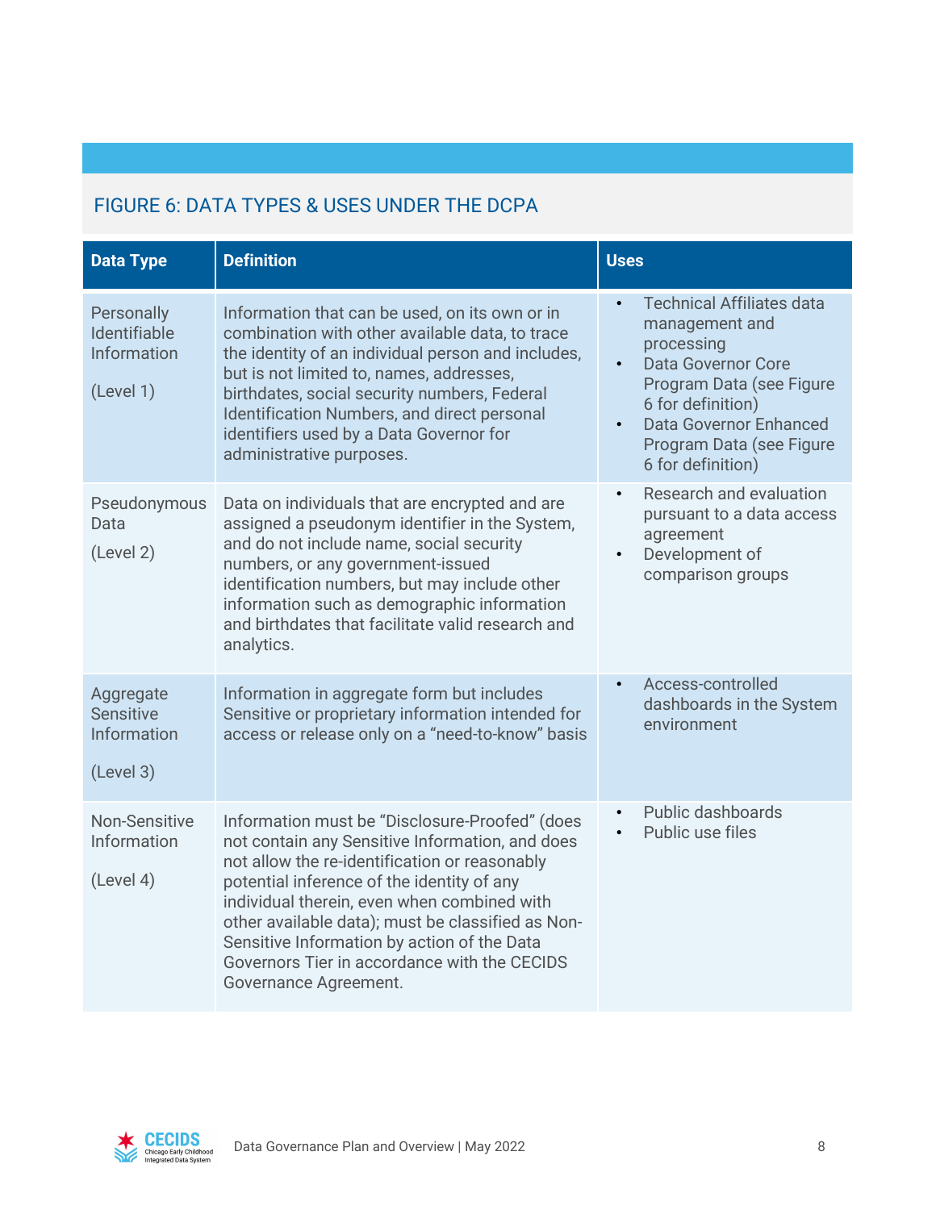## FIGURE 6: DATA TYPES & USES UNDER THE DCPA

| Data Type | Definition | Uses |
|---|---|---|
| Personally Identifiable Information<br><br>(Level 1) | Information that can be used, on its own or in combination with other available data, to trace the identity of an individual person and includes, but is not limited to, names, addresses, birthdates, social security numbers, Federal Identification Numbers, and direct personal identifiers used by a Data Governor for administrative purposes. | • Technical Affiliates data management and processing<br>• Data Governor Core Program Data (see Figure 6 for definition)<br>• Data Governor Enhanced Program Data (see Figure 6 for definition) |
| Pseudonymous Data<br><br>(Level 2) | Data on individuals that are encrypted and are assigned a pseudonym identifier in the System, and do not include name, social security numbers, or any government-issued identification numbers, but may include other information such as demographic information and birthdates that facilitate valid research and analytics. | • Research and evaluation pursuant to a data access agreement<br>• Development of comparison groups |
| Aggregate Sensitive Information<br><br>(Level 3) | Information in aggregate form but includes Sensitive or proprietary information intended for access or release only on a "need-to-know" basis | • Access-controlled dashboards in the System environment |
| Non-Sensitive Information<br><br>(Level 4) | Information must be "Disclosure-Proofed" (does not contain any Sensitive Information, and does not allow the re-identification or reasonably potential inference of the identity of any individual therein, even when combined with other available data); must be classified as Non-Sensitive Information by action of the Data Governors Tier in accordance with the CECIDS Governance Agreement. | • Public dashboards<br>• Public use files |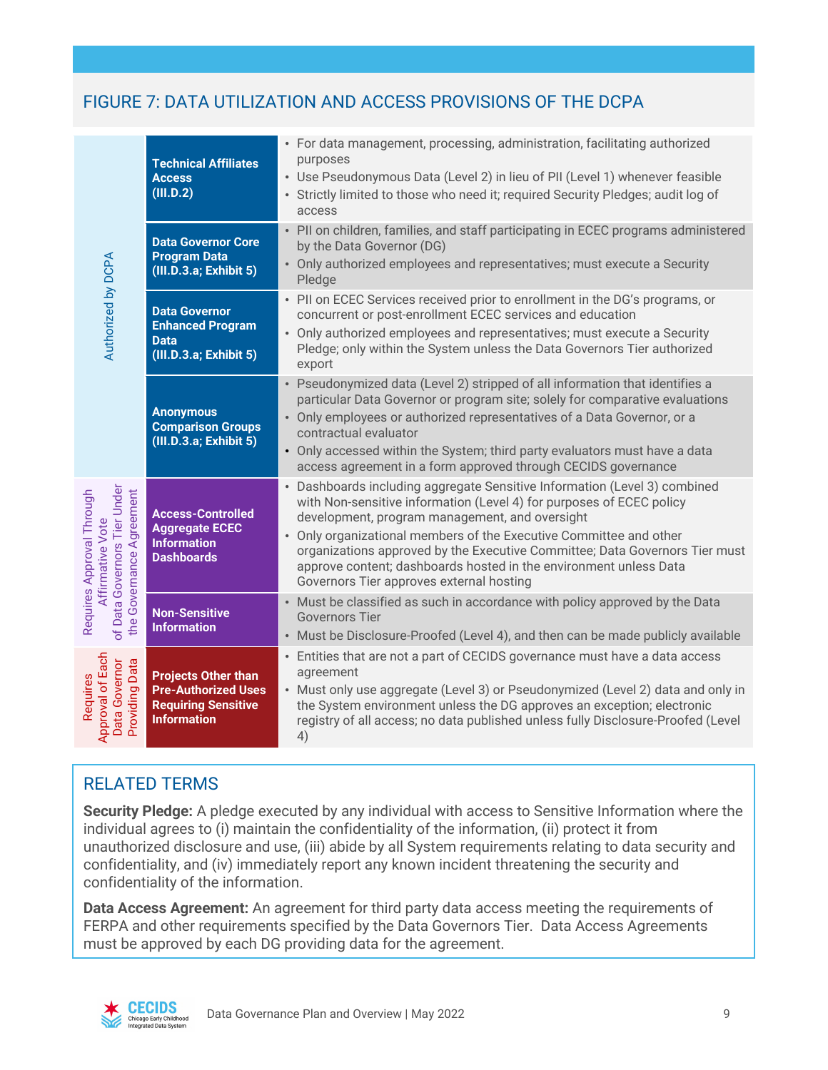## FIGURE 7: DATA UTILIZATION AND ACCESS PROVISIONS OF THE DCPA

| | | |
|---|---|---|
| Authorized by DCPA | **Technical Affiliates Access (III.D.2)** | • For data management, processing, administration, facilitating authorized purposes<br>• Use Pseudonymous Data (Level 2) in lieu of PII (Level 1) whenever feasible<br>• Strictly limited to those who need it; required Security Pledges; audit log of access |
| | **Data Governor Core Program Data (III.D.3.a; Exhibit 5)** | • PII on children, families, and staff participating in ECEC programs administered by the Data Governor (DG)<br>• Only authorized employees and representatives; must execute a Security Pledge |
| | **Data Governor Enhanced Program Data (III.D.3.a; Exhibit 5)** | • PII on ECEC Services received prior to enrollment in the DG's programs, or concurrent or post-enrollment ECEC services and education<br>• Only authorized employees and representatives; must execute a Security Pledge; only within the System unless the Data Governors Tier authorized export |
| | **Anonymous Comparison Groups (III.D.3.a; Exhibit 5)** | • Pseudonymized data (Level 2) stripped of all information that identifies a particular Data Governor or program site; solely for comparative evaluations<br>• Only employees or authorized representatives of a Data Governor, or a contractual evaluator<br>• Only accessed within the System; third party evaluators must have a data access agreement in a form approved through CECIDS governance |
| Requires Approval Through Affirmative Vote of Data Governors Tier Under the Governance Agreement | **Access-Controlled Aggregate ECEC Information Dashboards** | • Dashboards including aggregate Sensitive Information (Level 3) combined with Non-sensitive information (Level 4) for purposes of ECEC policy development, program management, and oversight<br>• Only organizational members of the Executive Committee and other organizations approved by the Executive Committee; Data Governors Tier must approve content; dashboards hosted in the environment unless Data Governors Tier approves external hosting |
| | **Non-Sensitive Information** | • Must be classified as such in accordance with policy approved by the Data Governors Tier<br>• Must be Disclosure-Proofed (Level 4), and then can be made publicly available |
| Requires Approval of Each Data Governor Providing Data | **Projects Other than Pre-Authorized Uses Requiring Sensitive Information** | • Entities that are not a part of CECIDS governance must have a data access agreement<br>• Must only use aggregate (Level 3) or Pseudonymized (Level 2) data and only in the System environment unless the DG approves an exception; electronic registry of all access; no data published unless fully Disclosure-Proofed (Level 4) |

## RELATED TERMS

**Security Pledge:** A pledge executed by any individual with access to Sensitive Information where the individual agrees to (i) maintain the confidentiality of the information, (ii) protect it from unauthorized disclosure and use, (iii) abide by all System requirements relating to data security and confidentiality, and (iv) immediately report any known incident threatening the security and confidentiality of the information.

**Data Access Agreement:** An agreement for third party data access meeting the requirements of FERPA and other requirements specified by the Data Governors Tier. Data Access Agreements must be approved by each DG providing data for the agreement.